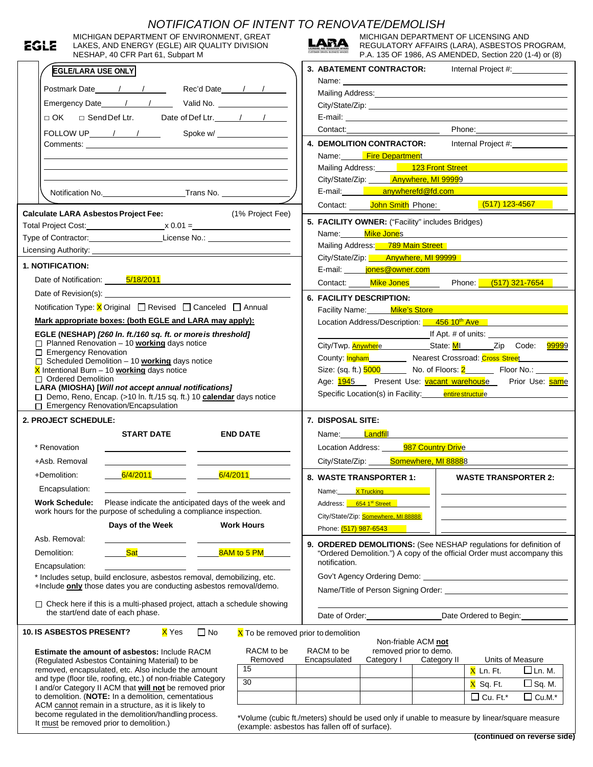# NOTIFICATION OF INTENT TO RENOVATE/DEMOLISH

EGLE — MICHIGAN DEPARTMENT OF ENVIRONMENT, GREAT LAKES, AND ENERGY (EGLE) AIR QUALITY DIVISION
NESHAP, 40 CFR Part 61, Subpart M

LARA — MICHIGAN DEPARTMENT OF LICENSING AND REGULATORY AFFAIRS (LARA), ASBESTOS PROGRAM, P.A. 135 OF 1986, AS AMENDED, Section 220 (1-4) or (8)

**EGLE/LARA USE ONLY**

Postmark Date___/___/___ Rec'd Date___/___/___

Emergency Date___/___/___ Valid No. ______

□ OK □ Send Def Ltr. Date of Def Ltr.___/___/___

FOLLOW UP___/___/___ Spoke w/ ______

Comments: ______

Notification No.______ Trans No. ______

**Calculate LARA Asbestos Project Fee:** (1% Project Fee)

Total Project Cost:______ x 0.01 = ______

Type of Contractor:______ License No.: ______

Licensing Authority: ______

## 1. NOTIFICATION:

Date of Notification: 5/18/2011

Date of Revision(s): ______

Notification Type: X Original ☐ Revised ☐ Canceled ☐ Annual

**Mark appropriate boxes: (both EGLE and LARA may apply):**

**EGLE (NESHAP)** ***[260 ln. ft./160 sq. ft. or more is threshold]***

- ☐ Planned Renovation – 10 **working** days notice
- ☐ Emergency Renovation
- ☐ Scheduled Demolition – 10 **working** days notice
- X Intentional Burn – 10 **working** days notice
- ☐ Ordered Demolition

**LARA (MIOSHA)** ***[Will not accept annual notifications]***

- ☐ Demo, Reno, Encap. (>10 ln. ft./15 sq. ft.) 10 **calendar** days notice
- ☐ Emergency Renovation/Encapsulation

## 2. PROJECT SCHEDULE:

| | START DATE | END DATE |
|---|---|---|
| * Renovation | | |
| +Asb. Removal | | |
| +Demolition: | 6/4/2011 | 6/4/2011 |
| Encapsulation: | | |

**Work Schedule:** Please indicate the anticipated days of the week and work hours for the purpose of scheduling a compliance inspection.

| | Days of the Week | Work Hours |
|---|---|---|
| Asb. Removal: | | |
| Demolition: | Sat | 8AM to 5 PM |
| Encapsulation: | | |

\* Includes setup, build enclosure, asbestos removal, demobilizing, etc.
+Include **only** those dates you are conducting asbestos removal/demo.

☐ Check here if this is a multi-phased project, attach a schedule showing the start/end date of each phase.

## 3. ABATEMENT CONTRACTOR:

Internal Project #: ______

Name: ______

Mailing Address: ______

City/State/Zip: ______

E-mail: ______

Contact: ______ Phone: ______

## 4. DEMOLITION CONTRACTOR:

Internal Project #: ______

Name: Fire Department

Mailing Address: 123 Front Street

City/State/Zip: Anywhere, MI 99999

E-mail: anywherefd@fd.com

Contact: John Smith Phone: (517) 123-4567

## 5. FACILITY OWNER: ("Facility" includes Bridges)

Name: Mike Jones

Mailing Address: 789 Main Street

City/State/Zip: Anywhere, MI 99999

E-mail: jones@owner.com

Contact: Mike Jones Phone: (517) 321-7654

## 6. FACILITY DESCRIPTION:

Facility Name: Mike's Store

Location Address/Description: 456 10th Ave

If Apt. # of units: ______

City/Twp. Anywhere State: MI Zip Code: 99999

County: Ingham Nearest Crossroad: Cross Street

Size: (sq. ft.) 5000 No. of Floors: 2 Floor No.: ______

Age: 1945 Present Use: vacant warehouse Prior Use: same

Specific Location(s) in Facility: entire structure

## 7. DISPOSAL SITE:

Name: Landfill

Location Address: 987 Country Drive

City/State/Zip: Somewhere, MI 88888

## 8. WASTE TRANSPORTER 1:

Name: X Trucking

Address: 654 1st Street

City/State/Zip: Somewhere, MI 88888

Phone: (517) 987-6543

**WASTE TRANSPORTER 2:**

Name: ______

Address: ______

City/State/Zip: ______

Phone: ______

## 9. ORDERED DEMOLITIONS:

(See NESHAP regulations for definition of "Ordered Demolition.") A copy of the official Order must accompany this notification.

Gov't Agency Ordering Demo: ______

Name/Title of Person Signing Order: ______

Date of Order: ______ Date Ordered to Begin: ______

## 10. IS ASBESTOS PRESENT?

X Yes ☐ No X To be removed prior to demolition

**Estimate the amount of asbestos:** Include RACM (Regulated Asbestos Containing Material) to be removed, encapsulated, etc. Also include the amount and type (floor tile, roofing, etc.) of non-friable Category I and/or Category II ACM that **will not** be removed prior to demolition. (**NOTE:** In a demolition, cementatious ACM cannot remain in a structure, as it is likely to become regulated in the demolition/handling process. It must be removed prior to demolition.)

| RACM to be Removed | RACM to be Encapsulated | Non-friable ACM **not** removed prior to demo. Category I | Category II | Units of Measure | |
|---|---|---|---|---|---|
| 15 | | | | X Ln. Ft. | ☐ Ln. M. |
| 30 | | | | X Sq. Ft. | ☐ Sq. M. |
| | | | | ☐ Cu. Ft.* | ☐ Cu.M.* |

\*Volume (cubic ft./meters) should be used only if unable to measure by linear/square measure (example: asbestos has fallen off of surface).

**(continued on reverse side)**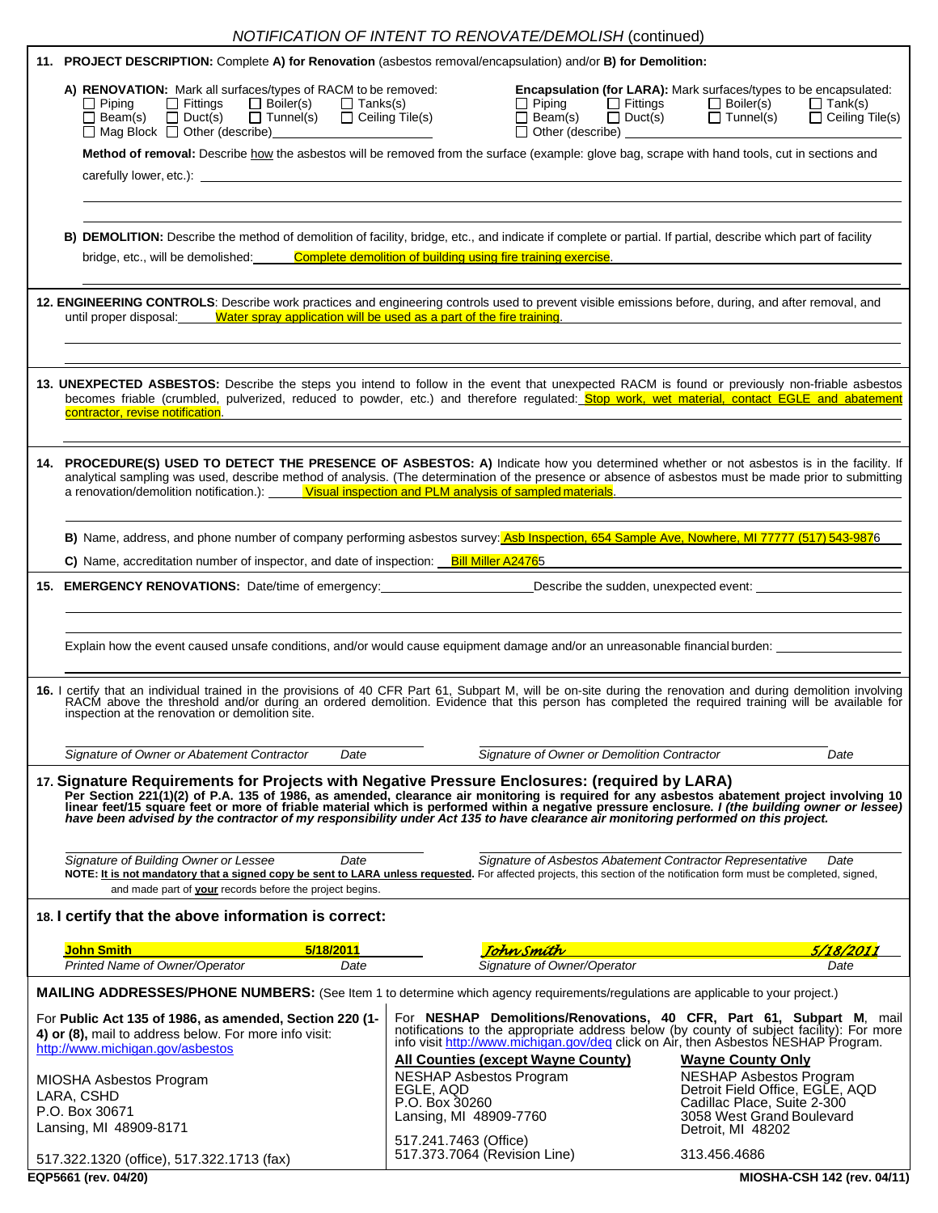*NOTIFICATION OF INTENT TO RENOVATE/DEMOLISH* (continued)

**11. PROJECT DESCRIPTION:** Complete **A) for Renovation** (asbestos removal/encapsulation) and/or **B) for Demolition:**

**A) RENOVATION:** Mark all surfaces/types of RACM to be removed:
☐ Piping ☐ Fittings ☐ Boiler(s) ☐ Tanks(s)
☐ Beam(s) ☐ Duct(s) ☐ Tunnel(s) ☐ Ceiling Tile(s)
☐ Mag Block ☐ Other (describe)

**Encapsulation (for LARA):** Mark surfaces/types to be encapsulated:
☐ Piping ☐ Fittings ☐ Boiler(s) ☐ Tank(s)
☐ Beam(s) ☐ Duct(s) ☐ Tunnel(s) ☐ Ceiling Tile(s)
☐ Other (describe)

**Method of removal:** Describe how the asbestos will be removed from the surface (example: glove bag, scrape with hand tools, cut in sections and carefully lower, etc.):

**B) DEMOLITION:** Describe the method of demolition of facility, bridge, etc., and indicate if complete or partial. If partial, describe which part of facility bridge, etc., will be demolished: Complete demolition of building using fire training exercise.

**12. ENGINEERING CONTROLS**: Describe work practices and engineering controls used to prevent visible emissions before, during, and after removal, and until proper disposal: Water spray application will be used as a part of the fire training.

**13. UNEXPECTED ASBESTOS:** Describe the steps you intend to follow in the event that unexpected RACM is found or previously non-friable asbestos becomes friable (crumbled, pulverized, reduced to powder, etc.) and therefore regulated: Stop work, wet material, contact EGLE and abatement contractor, revise notification.

**14. PROCEDURE(S) USED TO DETECT THE PRESENCE OF ASBESTOS: A)** Indicate how you determined whether or not asbestos is in the facility. If analytical sampling was used, describe method of analysis. (The determination of the presence or absence of asbestos must be made prior to submitting a renovation/demolition notification.): Visual inspection and PLM analysis of sampled materials.

**B)** Name, address, and phone number of company performing asbestos survey: Asb Inspection, 654 Sample Ave, Nowhere, MI 77777 (517) 543-9876

**C)** Name, accreditation number of inspector, and date of inspection: Bill Miller A24765

**15. EMERGENCY RENOVATIONS:** Date/time of emergency: Describe the sudden, unexpected event:

Explain how the event caused unsafe conditions, and/or would cause equipment damage and/or an unreasonable financial burden:

**16.** I certify that an individual trained in the provisions of 40 CFR Part 61, Subpart M, will be on-site during the renovation and during demolition involving RACM above the threshold and/or during an ordered demolition. Evidence that this person has completed the required training will be available for inspection at the renovation or demolition site.

*Signature of Owner or Abatement Contractor* *Date* *Signature of Owner or Demolition Contractor* *Date*

**17. Signature Requirements for Projects with Negative Pressure Enclosures: (required by LARA)**
***Per Section 221(1)(2) of P.A. 135 of 1986, as amended, clearance air monitoring is required for any asbestos abatement project involving 10 linear feet/15 square feet or more of friable material which is performed within a negative pressure enclosure. I (the building owner or lessee) have been advised by the contractor of my responsibility under Act 135 to have clearance air monitoring performed on this project.***

*Signature of Building Owner or Lessee* *Date* *Signature of Asbestos Abatement Contractor Representative* *Date*

**NOTE: It is not mandatory that a signed copy be sent to LARA unless requested.** For affected projects, this section of the notification form must be completed, signed, and made part of **your** records before the project begins.

**18. I certify that the above information is correct:**

| | | | |
|---|---|---|---|
| John Smith | 5/18/2011 | *John Smith* | *5/18/2011* |
| *Printed Name of Owner/Operator* | *Date* | *Signature of Owner/Operator* | *Date* |

**MAILING ADDRESSES/PHONE NUMBERS:** (See Item 1 to determine which agency requirements/regulations are applicable to your project.)

For **Public Act 135 of 1986, as amended, Section 220 (1-4) or (8),** mail to address below. For more info visit: http://www.michigan.gov/asbestos

MIOSHA Asbestos Program
LARA, CSHD
P.O. Box 30671
Lansing, MI 48909-8171

517.322.1320 (office), 517.322.1713 (fax)

For **NESHAP Demolitions/Renovations, 40 CFR, Part 61, Subpart M**, mail notifications to the appropriate address below (by county of subject facility): For more info visit http://www.michigan.gov/deq click on Air, then Asbestos NESHAP Program.

**All Counties (except Wayne County)**
NESHAP Asbestos Program
EGLE, AQD
P.O. Box 30260
Lansing, MI 48909-7760

517.241.7463 (Office)
517.373.7064 (Revision Line)

**Wayne County Only**
NESHAP Asbestos Program
Detroit Field Office, EGLE, AQD
Cadillac Place, Suite 2-300
3058 West Grand Boulevard
Detroit, MI 48202

313.456.4686

EQP5661 (rev. 04/20) MIOSHA-CSH 142 (rev. 04/11)